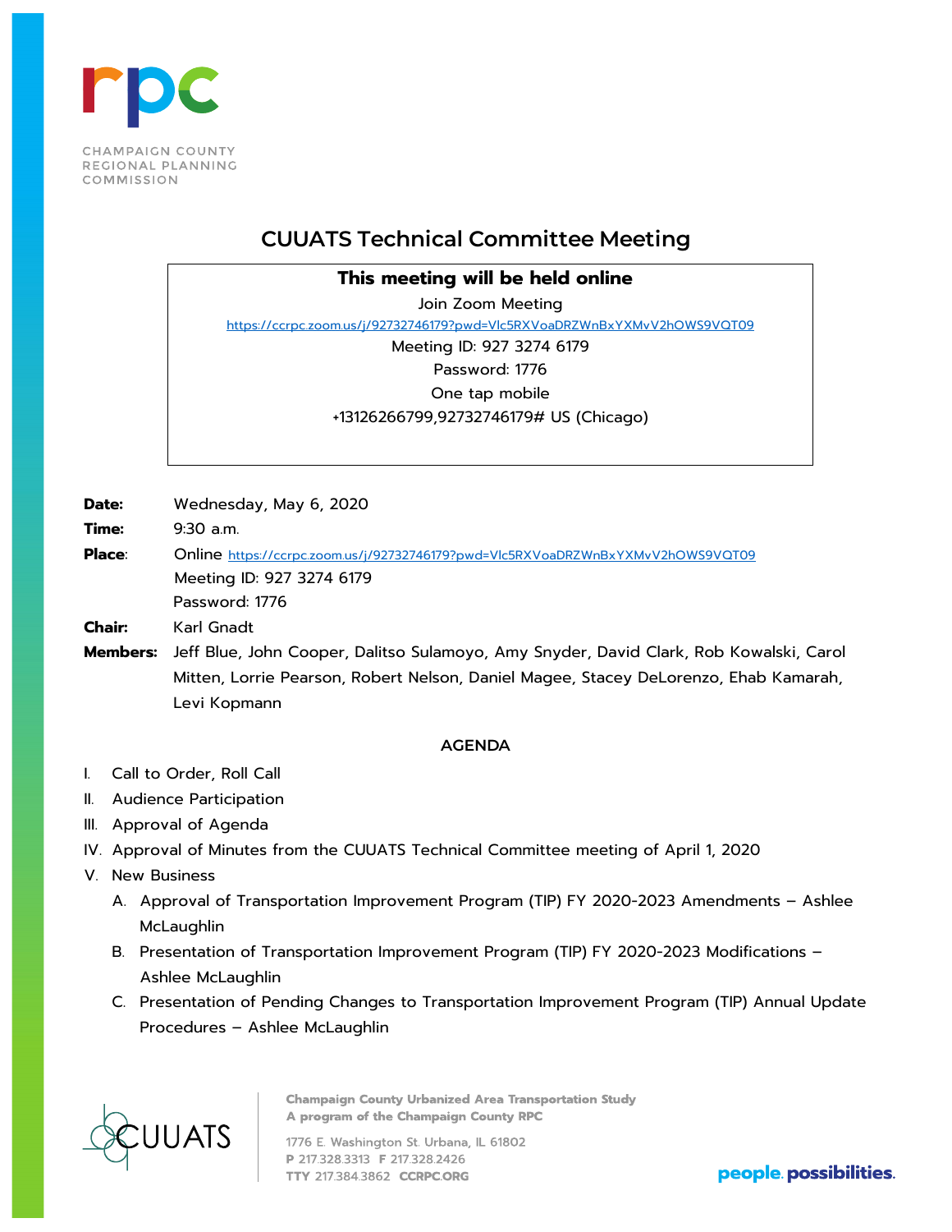CHAMPAIGN COUNTY REGIONAL PLANNING COMMISSION

# CUUATS Technical Committee Meeting

**This meeting will be held online**

Join Zoom Meeting

https://ccrpc.zoom.us/j/92732746179?pwd=Vlc5RXVoaDRZWnBxYXMvV2hOWS9VQT09

Meeting ID: 927 3274 6179

Password: 1776

One tap mobile

+13126266799,92732746179# US (Chicago)

**Date:** Wednesday, May 6, 2020

**Time:** 9:30 a.m.

**Place:** Online https://ccrpc.zoom.us/j/92732746179?pwd=Vlc5RXVoaDRZWnBxYXMvV2hOWS9VQT09
Meeting ID: 927 3274 6179
Password: 1776

**Chair:** Karl Gnadt

**Members:** Jeff Blue, John Cooper, Dalitso Sulamoyo, Amy Snyder, David Clark, Rob Kowalski, Carol Mitten, Lorrie Pearson, Robert Nelson, Daniel Magee, Stacey DeLorenzo, Ehab Kamarah, Levi Kopmann

## AGENDA

I. Call to Order, Roll Call

II. Audience Participation

III. Approval of Agenda

IV. Approval of Minutes from the CUUATS Technical Committee meeting of April 1, 2020

V. New Business

   A. Approval of Transportation Improvement Program (TIP) FY 2020-2023 Amendments – Ashlee McLaughlin

   B. Presentation of Transportation Improvement Program (TIP) FY 2020-2023 Modifications – Ashlee McLaughlin

   C. Presentation of Pending Changes to Transportation Improvement Program (TIP) Annual Update Procedures – Ashlee McLaughlin

CUUATS

**Champaign County Urbanized Area Transportation Study**
**A program of the Champaign County RPC**

1776 E. Washington St. Urbana, IL 61802
**P** 217.328.3313 **F** 217.328.2426
**TTY** 217.384.3862 **CCRPC.ORG**

people. possibilities.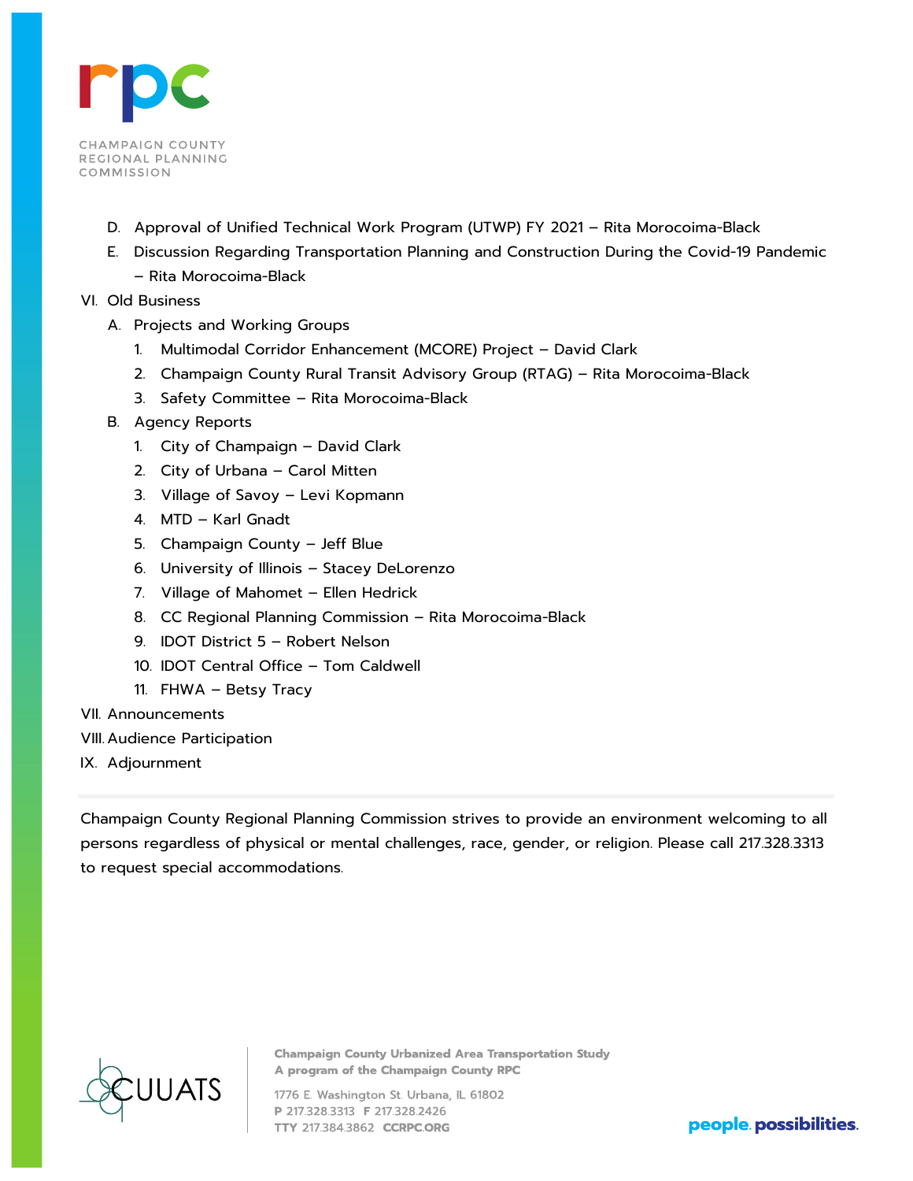D. Approval of Unified Technical Work Program (UTWP) FY 2021 – Rita Morocoima-Black

E. Discussion Regarding Transportation Planning and Construction During the Covid-19 Pandemic – Rita Morocoima-Black

VI. Old Business

A. Projects and Working Groups

1. Multimodal Corridor Enhancement (MCORE) Project – David Clark
2. Champaign County Rural Transit Advisory Group (RTAG) – Rita Morocoima-Black
3. Safety Committee – Rita Morocoima-Black

B. Agency Reports

1. City of Champaign – David Clark
2. City of Urbana – Carol Mitten
3. Village of Savoy – Levi Kopmann
4. MTD – Karl Gnadt
5. Champaign County – Jeff Blue
6. University of Illinois – Stacey DeLorenzo
7. Village of Mahomet – Ellen Hedrick
8. CC Regional Planning Commission – Rita Morocoima-Black
9. IDOT District 5 – Robert Nelson
10. IDOT Central Office – Tom Caldwell
11. FHWA – Betsy Tracy

VII. Announcements

VIII. Audience Participation

IX. Adjournment

---

Champaign County Regional Planning Commission strives to provide an environment welcoming to all persons regardless of physical or mental challenges, race, gender, or religion. Please call 217.328.3313 to request special accommodations.

**Champaign County Urbanized Area Transportation Study**
**A program of the Champaign County RPC**

1776 E. Washington St. Urbana, IL 61802
**P** 217.328.3313 **F** 217.328.2426
**TTY** 217.384.3862 **CCRPC.ORG**

people. possibilities.